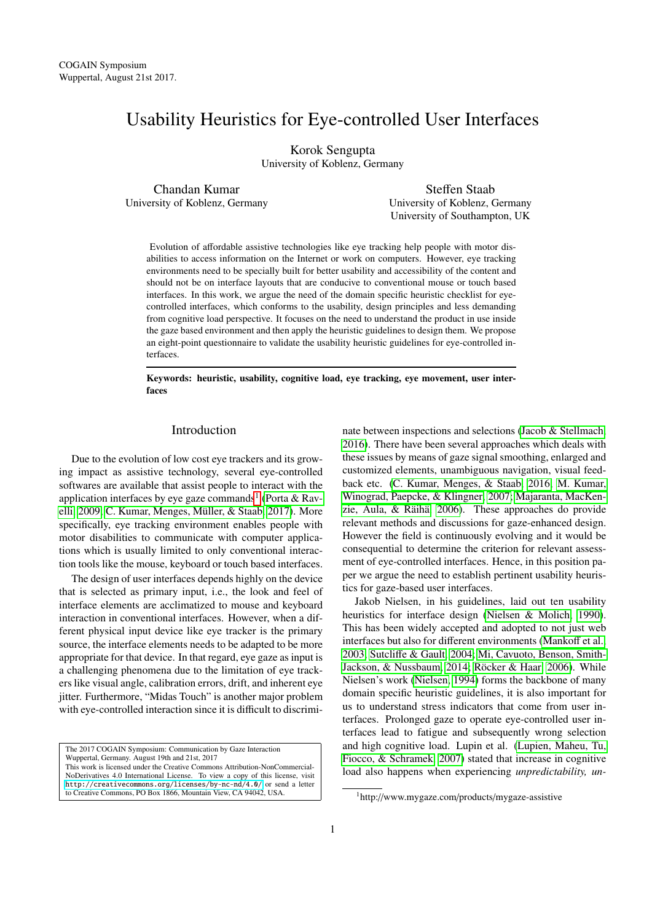COGAIN Symposium
Wuppertal, August 21st 2017.

# Usability Heuristics for Eye-controlled User Interfaces

Korok Sengupta
University of Koblenz, Germany

Chandan Kumar
University of Koblenz, Germany

Steffen Staab
University of Koblenz, Germany
University of Southampton, UK

Evolution of affordable assistive technologies like eye tracking help people with motor disabilities to access information on the Internet or work on computers. However, eye tracking environments need to be specially built for better usability and accessibility of the content and should not be on interface layouts that are conducive to conventional mouse or touch based interfaces. In this work, we argue the need of the domain specific heuristic checklist for eye-controlled interfaces, which conforms to the usability, design principles and less demanding from cognitive load perspective. It focuses on the need to understand the product in use inside the gaze based environment and then apply the heuristic guidelines to design them. We propose an eight-point questionnaire to validate the usability heuristic guidelines for eye-controlled interfaces.

**Keywords: heuristic, usability, cognitive load, eye tracking, eye movement, user interfaces**

## Introduction

Due to the evolution of low cost eye trackers and its growing impact as assistive technology, several eye-controlled softwares are available that assist people to interact with the application interfaces by eye gaze commands[1] (Porta & Ravelli, 2009; C. Kumar, Menges, Müller, & Staab, 2017). More specifically, eye tracking environment enables people with motor disabilities to communicate with computer applications which is usually limited to only conventional interaction tools like the mouse, keyboard or touch based interfaces.

The design of user interfaces depends highly on the device that is selected as primary input, i.e., the look and feel of interface elements are acclimatized to mouse and keyboard interaction in conventional interfaces. However, when a different physical input device like eye tracker is the primary source, the interface elements needs to be adapted to be more appropriate for that device. In that regard, eye gaze as input is a challenging phenomena due to the limitation of eye trackers like visual angle, calibration errors, drift, and inherent eye jitter. Furthermore, "Midas Touch" is another major problem with eye-controlled interaction since it is difficult to discriminate between inspections and selections (Jacob & Stellmach, 2016). There have been several approaches which deals with these issues by means of gaze signal smoothing, enlarged and customized elements, unambiguous navigation, visual feedback etc. (C. Kumar, Menges, & Staab, 2016; M. Kumar, Winograd, Paepcke, & Klingner, 2007; Majaranta, MacKenzie, Aula, & Räihä, 2006). These approaches do provide relevant methods and discussions for gaze-enhanced design. However the field is continuously evolving and it would be consequential to determine the criterion for relevant assessment of eye-controlled interfaces. Hence, in this position paper we argue the need to establish pertinent usability heuristics for gaze-based user interfaces.

Jakob Nielsen, in his guidelines, laid out ten usability heuristics for interface design (Nielsen & Molich, 1990). This has been widely accepted and adopted to not just web interfaces but also for different environments (Mankoff et al., 2003; Sutcliffe & Gault, 2004; Mi, Cavuoto, Benson, Smith-Jackson, & Nussbaum, 2014; Röcker & Haar, 2006). While Nielsen's work (Nielsen, 1994) forms the backbone of many domain specific heuristic guidelines, it is also important for us to understand stress indicators that come from user interfaces. Prolonged gaze to operate eye-controlled user interfaces lead to fatigue and subsequently wrong selection and high cognitive load. Lupin et al. (Lupien, Maheu, Tu, Fiocco, & Schramek, 2007) stated that increase in cognitive load also happens when experiencing *unpredictability, un-*

[1] http://www.mygaze.com/products/mygaze-assistive

The 2017 COGAIN Symposium: Communication by Gaze Interaction
Wuppertal, Germany. August 19th and 21st, 2017.
This work is licensed under the Creative Commons Attribution-NonCommercial-NoDerivatives 4.0 International License. To view a copy of this license, visit http://creativecommons.org/licenses/by-nc-nd/4.0/ or send a letter to Creative Commons, PO Box 1866, Mountain View, CA 94042, USA.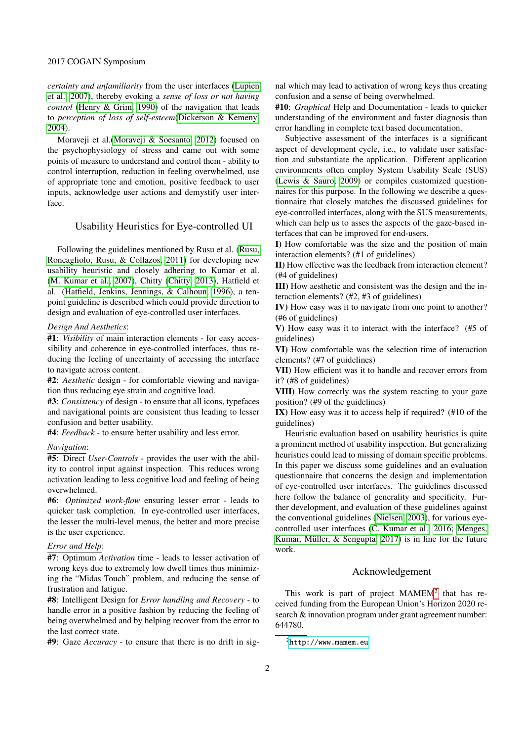*certainty and unfamiliarity* from the user interfaces (Lupien et al., 2007), thereby evoking a *sense of loss or not having control* (Henry & Grim, 1990) of the navigation that leads to *perception of loss of self-esteem*(Dickerson & Kemeny, 2004).

Moraveji et al.(Moraveji & Soesanto, 2012) focused on the psychophysiology of stress and came out with some points of measure to understand and control them - ability to control interruption, reduction in feeling overwhelmed, use of appropriate tone and emotion, positive feedback to user inputs, acknowledge user actions and demystify user interface.

## Usability Heuristics for Eye-controlled UI

Following the guidelines mentioned by Rusu et al. (Rusu, Roncagliolo, Rusu, & Collazos, 2011) for developing new usability heuristic and closely adhering to Kumar et al. (M. Kumar et al., 2007), Chitty (Chitty, 2013), Hatfield et al. (Hatfield, Jenkins, Jennings, & Calhoun, 1996), a ten-point guideline is described which could provide direction to design and evaluation of eye-controlled user interfaces.

*Design And Aesthetics*:

**#1**: *Visibility* of main interaction elements - for easy accessibility and coherence in eye-controlled interfaces, thus reducing the feeling of uncertainty of accessing the interface to navigate across content.

**#2**: *Aesthetic* design - for comfortable viewing and navigation thus reducing eye strain and cognitive load.

**#3**: *Consistency* of design - to ensure that all icons, typefaces and navigational points are consistent thus leading to lesser confusion and better usability.

**#4**: *Feedback* - to ensure better usability and less error.

*Navigation*:

**#5**: Direct *User-Controls* - provides the user with the ability to control input against inspection. This reduces wrong activation leading to less cognitive load and feeling of being overwhelmed.

**#6**: *Optimized work-flow* ensuring lesser error - leads to quicker task completion. In eye-controlled user interfaces, the lesser the multi-level menus, the better and more precise is the user experience.

*Error and Help*:

**#7**: Optimum *Activation* time - leads to lesser activation of wrong keys due to extremely low dwell times thus minimizing the "Midas Touch" problem, and reducing the sense of frustration and fatigue.

**#8**: Intelligent Design for *Error handling and Recovery* - to handle error in a positive fashion by reducing the feeling of being overwhelmed and by helping recover from the error to the last correct state.

**#9**: Gaze *Accuracy* - to ensure that there is no drift in signal which may lead to activation of wrong keys thus creating confusion and a sense of being overwhelmed.

**#10**: *Graphical* Help and Documentation - leads to quicker understanding of the environment and faster diagnosis than error handling in complete text based documentation.

Subjective assessment of the interfaces is a significant aspect of development cycle, i.e., to validate user satisfaction and substantiate the application. Different application environments often employ System Usability Scale (SUS) (Lewis & Sauro, 2009) or compiles customized questionnaires for this purpose. In the following we describe a questionnaire that closely matches the discussed guidelines for eye-controlled interfaces, along with the SUS measurements, which can help us to asses the aspects of the gaze-based interfaces that can be improved for end-users.

**I)** How comfortable was the size and the position of main interaction elements? (#1 of guidelines)

**II)** How effective was the feedback from interaction element? (#4 of guidelines)

**III)** How aesthetic and consistent was the design and the interaction elements? (#2, #3 of guidelines)

**IV)** How easy was it to navigate from one point to another? (#6 of guidelines)

**V)** How easy was it to interact with the interface? (#5 of guidelines)

**VI)** How comfortable was the selection time of interaction elements? (#7 of guidelines)

**VII)** How efficient was it to handle and recover errors from it? (#8 of guidelines)

**VIII)** How correctly was the system reacting to your gaze position? (#9 of the guidelines)

**IX)** How easy was it to access help if required? (#10 of the guidelines)

Heuristic evaluation based on usability heuristics is quite a prominent method of usability inspection. But generalizing heuristics could lead to missing of domain specific problems. In this paper we discuss some guidelines and an evaluation questionnaire that concerns the design and implementation of eye-controlled user interfaces. The guidelines discussed here follow the balance of generality and specificity. Further development, and evaluation of these guidelines against the conventional guidelines (Nielsen, 2003), for various eye-controlled user interfaces (C. Kumar et al., 2016; Menges, Kumar, Müller, & Sengupta, 2017) is in line for the future work.

## Acknowledgement

This work is part of project MAMEM[2] that has received funding from the European Union's Horizon 2020 research & innovation program under grant agreement number: 644780.

[2] http://www.mamem.eu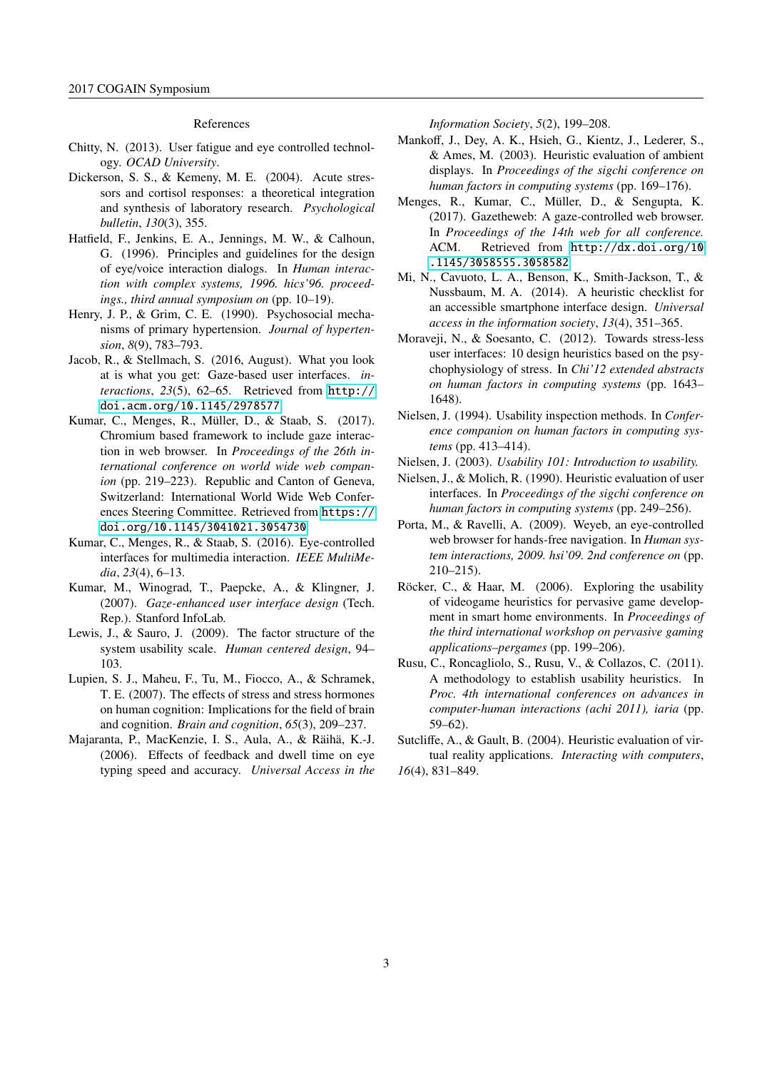## References

Chitty, N. (2013). User fatigue and eye controlled technology. *OCAD University*.

Dickerson, S. S., & Kemeny, M. E. (2004). Acute stressors and cortisol responses: a theoretical integration and synthesis of laboratory research. *Psychological bulletin*, *130*(3), 355.

Hatfield, F., Jenkins, E. A., Jennings, M. W., & Calhoun, G. (1996). Principles and guidelines for the design of eye/voice interaction dialogs. In *Human interaction with complex systems, 1996. hics'96. proceedings., third annual symposium on* (pp. 10–19).

Henry, J. P., & Grim, C. E. (1990). Psychosocial mechanisms of primary hypertension. *Journal of hypertension*, *8*(9), 783–793.

Jacob, R., & Stellmach, S. (2016, August). What you look at is what you get: Gaze-based user interfaces. *interactions*, *23*(5), 62–65. Retrieved from http://doi.acm.org/10.1145/2978577

Kumar, C., Menges, R., Müller, D., & Staab, S. (2017). Chromium based framework to include gaze interaction in web browser. In *Proceedings of the 26th international conference on world wide web companion* (pp. 219–223). Republic and Canton of Geneva, Switzerland: International World Wide Web Conferences Steering Committee. Retrieved from https://doi.org/10.1145/3041021.3054730

Kumar, C., Menges, R., & Staab, S. (2016). Eye-controlled interfaces for multimedia interaction. *IEEE MultiMedia*, *23*(4), 6–13.

Kumar, M., Winograd, T., Paepcke, A., & Klingner, J. (2007). *Gaze-enhanced user interface design* (Tech. Rep.). Stanford InfoLab.

Lewis, J., & Sauro, J. (2009). The factor structure of the system usability scale. *Human centered design*, 94–103.

Lupien, S. J., Maheu, F., Tu, M., Fiocco, A., & Schramek, T. E. (2007). The effects of stress and stress hormones on human cognition: Implications for the field of brain and cognition. *Brain and cognition*, *65*(3), 209–237.

Majaranta, P., MacKenzie, I. S., Aula, A., & Räihä, K.-J. (2006). Effects of feedback and dwell time on eye typing speed and accuracy. *Universal Access in the Information Society*, *5*(2), 199–208.

Mankoff, J., Dey, A. K., Hsieh, G., Kientz, J., Lederer, S., & Ames, M. (2003). Heuristic evaluation of ambient displays. In *Proceedings of the sigchi conference on human factors in computing systems* (pp. 169–176).

Menges, R., Kumar, C., Müller, D., & Sengupta, K. (2017). Gazetheweb: A gaze-controlled web browser. In *Proceedings of the 14th web for all conference.* ACM. Retrieved from http://dx.doi.org/10.1145/3058555.3058582

Mi, N., Cavuoto, L. A., Benson, K., Smith-Jackson, T., & Nussbaum, M. A. (2014). A heuristic checklist for an accessible smartphone interface design. *Universal access in the information society*, *13*(4), 351–365.

Moraveji, N., & Soesanto, C. (2012). Towards stress-less user interfaces: 10 design heuristics based on the psychophysiology of stress. In *Chi'12 extended abstracts on human factors in computing systems* (pp. 1643–1648).

Nielsen, J. (1994). Usability inspection methods. In *Conference companion on human factors in computing systems* (pp. 413–414).

Nielsen, J. (2003). *Usability 101: Introduction to usability.*

Nielsen, J., & Molich, R. (1990). Heuristic evaluation of user interfaces. In *Proceedings of the sigchi conference on human factors in computing systems* (pp. 249–256).

Porta, M., & Ravelli, A. (2009). Weyeb, an eye-controlled web browser for hands-free navigation. In *Human system interactions, 2009. hsi'09. 2nd conference on* (pp. 210–215).

Röcker, C., & Haar, M. (2006). Exploring the usability of videogame heuristics for pervasive game development in smart home environments. In *Proceedings of the third international workshop on pervasive gaming applications–pergames* (pp. 199–206).

Rusu, C., Roncagliolo, S., Rusu, V., & Collazos, C. (2011). A methodology to establish usability heuristics. In *Proc. 4th international conferences on advances in computer-human interactions (achi 2011), iaria* (pp. 59–62).

Sutcliffe, A., & Gault, B. (2004). Heuristic evaluation of virtual reality applications. *Interacting with computers*, *16*(4), 831–849.